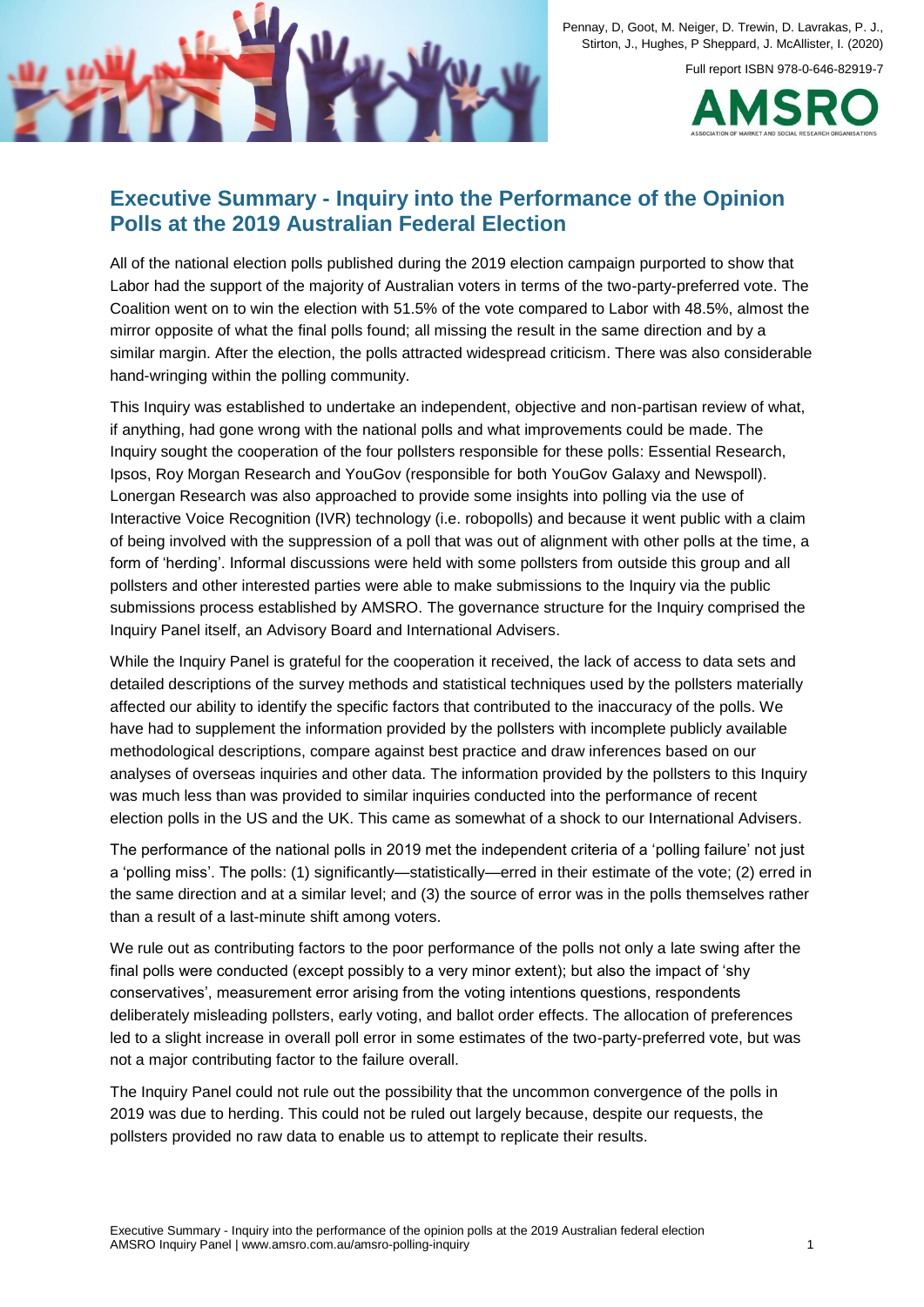Pennay, D, Goot, M. Neiger, D. Trewin, D. Lavrakas, P. J., Stirton, J., Hughes, P Sheppard, J. McAllister, I. (2020)

Full report ISBN 978-0-646-82919-7

## Executive Summary - Inquiry into the Performance of the Opinion Polls at the 2019 Australian Federal Election

All of the national election polls published during the 2019 election campaign purported to show that Labor had the support of the majority of Australian voters in terms of the two-party-preferred vote. The Coalition went on to win the election with 51.5% of the vote compared to Labor with 48.5%, almost the mirror opposite of what the final polls found; all missing the result in the same direction and by a similar margin. After the election, the polls attracted widespread criticism. There was also considerable hand-wringing within the polling community.

This Inquiry was established to undertake an independent, objective and non-partisan review of what, if anything, had gone wrong with the national polls and what improvements could be made. The Inquiry sought the cooperation of the four pollsters responsible for these polls: Essential Research, Ipsos, Roy Morgan Research and YouGov (responsible for both YouGov Galaxy and Newspoll). Lonergan Research was also approached to provide some insights into polling via the use of Interactive Voice Recognition (IVR) technology (i.e. robopolls) and because it went public with a claim of being involved with the suppression of a poll that was out of alignment with other polls at the time, a form of 'herding'. Informal discussions were held with some pollsters from outside this group and all pollsters and other interested parties were able to make submissions to the Inquiry via the public submissions process established by AMSRO. The governance structure for the Inquiry comprised the Inquiry Panel itself, an Advisory Board and International Advisers.

While the Inquiry Panel is grateful for the cooperation it received, the lack of access to data sets and detailed descriptions of the survey methods and statistical techniques used by the pollsters materially affected our ability to identify the specific factors that contributed to the inaccuracy of the polls. We have had to supplement the information provided by the pollsters with incomplete publicly available methodological descriptions, compare against best practice and draw inferences based on our analyses of overseas inquiries and other data. The information provided by the pollsters to this Inquiry was much less than was provided to similar inquiries conducted into the performance of recent election polls in the US and the UK. This came as somewhat of a shock to our International Advisers.

The performance of the national polls in 2019 met the independent criteria of a 'polling failure' not just a 'polling miss'. The polls: (1) significantly—statistically—erred in their estimate of the vote; (2) erred in the same direction and at a similar level; and (3) the source of error was in the polls themselves rather than a result of a last-minute shift among voters.

We rule out as contributing factors to the poor performance of the polls not only a late swing after the final polls were conducted (except possibly to a very minor extent); but also the impact of 'shy conservatives', measurement error arising from the voting intentions questions, respondents deliberately misleading pollsters, early voting, and ballot order effects. The allocation of preferences led to a slight increase in overall poll error in some estimates of the two-party-preferred vote, but was not a major contributing factor to the failure overall.

The Inquiry Panel could not rule out the possibility that the uncommon convergence of the polls in 2019 was due to herding. This could not be ruled out largely because, despite our requests, the pollsters provided no raw data to enable us to attempt to replicate their results.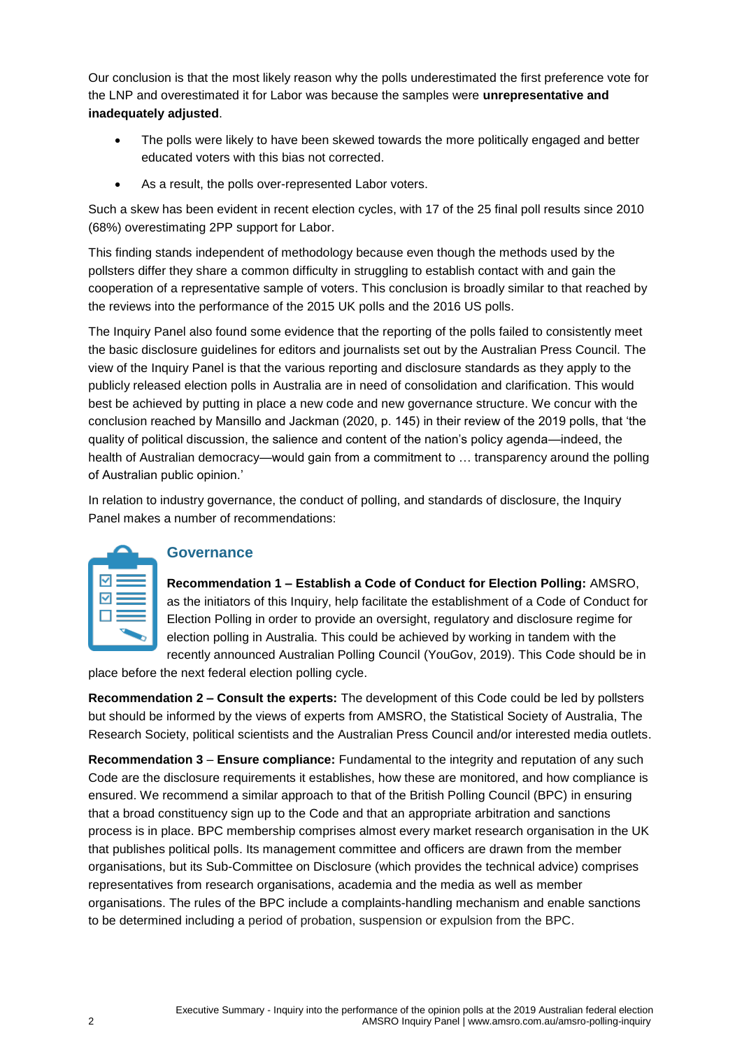Our conclusion is that the most likely reason why the polls underestimated the first preference vote for the LNP and overestimated it for Labor was because the samples were **unrepresentative and inadequately adjusted**.

- The polls were likely to have been skewed towards the more politically engaged and better educated voters with this bias not corrected.
- As a result, the polls over-represented Labor voters.

Such a skew has been evident in recent election cycles, with 17 of the 25 final poll results since 2010 (68%) overestimating 2PP support for Labor.

This finding stands independent of methodology because even though the methods used by the pollsters differ they share a common difficulty in struggling to establish contact with and gain the cooperation of a representative sample of voters. This conclusion is broadly similar to that reached by the reviews into the performance of the 2015 UK polls and the 2016 US polls.

The Inquiry Panel also found some evidence that the reporting of the polls failed to consistently meet the basic disclosure guidelines for editors and journalists set out by the Australian Press Council. The view of the Inquiry Panel is that the various reporting and disclosure standards as they apply to the publicly released election polls in Australia are in need of consolidation and clarification. This would best be achieved by putting in place a new code and new governance structure. We concur with the conclusion reached by Mansillo and Jackman (2020, p. 145) in their review of the 2019 polls, that 'the quality of political discussion, the salience and content of the nation's policy agenda—indeed, the health of Australian democracy—would gain from a commitment to … transparency around the polling of Australian public opinion.'

In relation to industry governance, the conduct of polling, and standards of disclosure, the Inquiry Panel makes a number of recommendations:

## Governance

**Recommendation 1 – Establish a Code of Conduct for Election Polling:** AMSRO, as the initiators of this Inquiry, help facilitate the establishment of a Code of Conduct for Election Polling in order to provide an oversight, regulatory and disclosure regime for election polling in Australia. This could be achieved by working in tandem with the recently announced Australian Polling Council (YouGov, 2019). This Code should be in place before the next federal election polling cycle.

**Recommendation 2 – Consult the experts:** The development of this Code could be led by pollsters but should be informed by the views of experts from AMSRO, the Statistical Society of Australia, The Research Society, political scientists and the Australian Press Council and/or interested media outlets.

**Recommendation 3** – **Ensure compliance:** Fundamental to the integrity and reputation of any such Code are the disclosure requirements it establishes, how these are monitored, and how compliance is ensured. We recommend a similar approach to that of the British Polling Council (BPC) in ensuring that a broad constituency sign up to the Code and that an appropriate arbitration and sanctions process is in place. BPC membership comprises almost every market research organisation in the UK that publishes political polls. Its management committee and officers are drawn from the member organisations, but its Sub-Committee on Disclosure (which provides the technical advice) comprises representatives from research organisations, academia and the media as well as member organisations. The rules of the BPC include a complaints-handling mechanism and enable sanctions to be determined including a period of probation, suspension or expulsion from the BPC.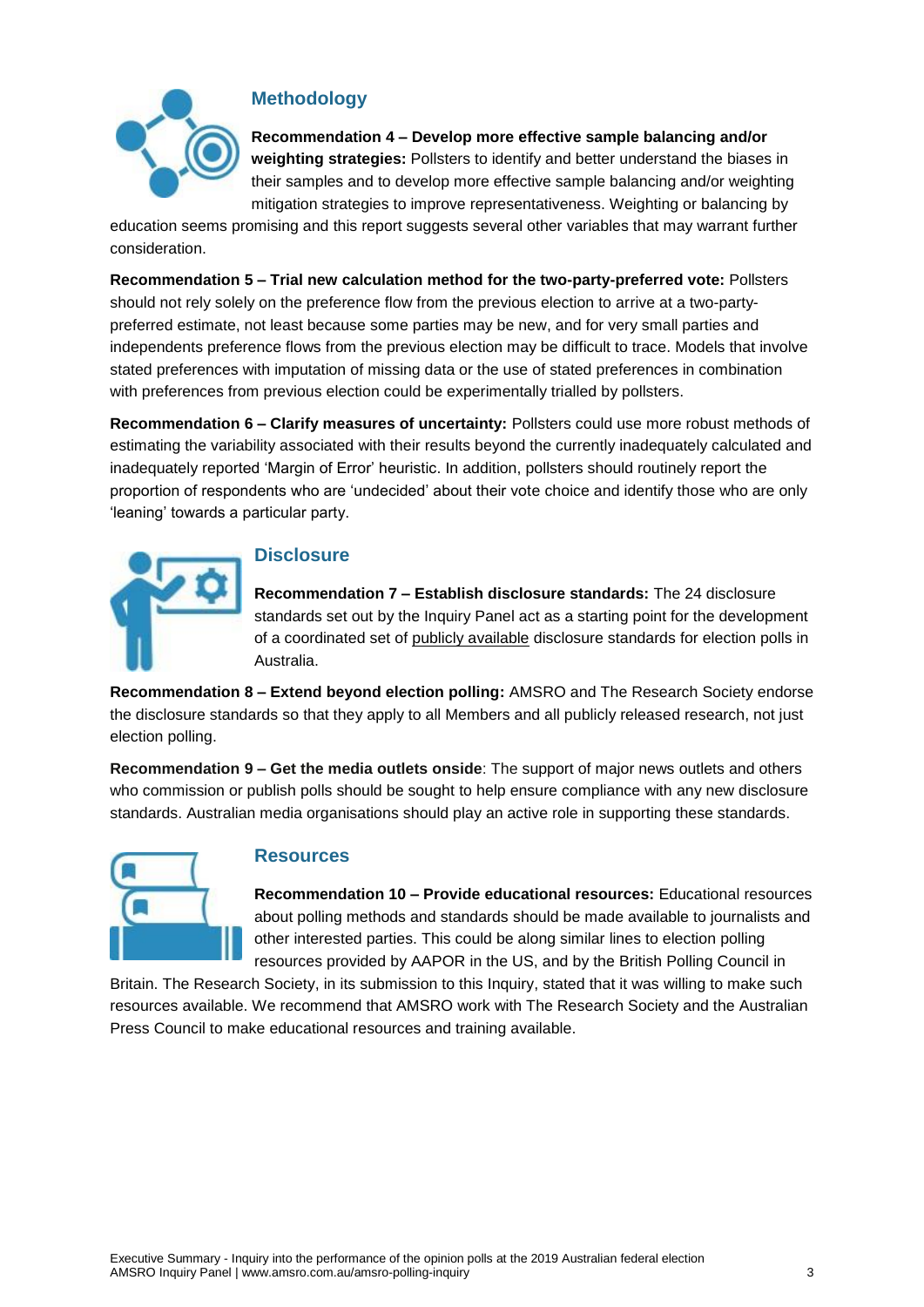## Methodology

**Recommendation 4 – Develop more effective sample balancing and/or weighting strategies:** Pollsters to identify and better understand the biases in their samples and to develop more effective sample balancing and/or weighting mitigation strategies to improve representativeness. Weighting or balancing by education seems promising and this report suggests several other variables that may warrant further consideration.

**Recommendation 5 – Trial new calculation method for the two-party-preferred vote:** Pollsters should not rely solely on the preference flow from the previous election to arrive at a two-party-preferred estimate, not least because some parties may be new, and for very small parties and independents preference flows from the previous election may be difficult to trace. Models that involve stated preferences with imputation of missing data or the use of stated preferences in combination with preferences from previous election could be experimentally trialled by pollsters.

**Recommendation 6 – Clarify measures of uncertainty:** Pollsters could use more robust methods of estimating the variability associated with their results beyond the currently inadequately calculated and inadequately reported 'Margin of Error' heuristic. In addition, pollsters should routinely report the proportion of respondents who are 'undecided' about their vote choice and identify those who are only 'leaning' towards a particular party.

## Disclosure

**Recommendation 7 – Establish disclosure standards:** The 24 disclosure standards set out by the Inquiry Panel act as a starting point for the development of a coordinated set of publicly available disclosure standards for election polls in Australia.

**Recommendation 8 – Extend beyond election polling:** AMSRO and The Research Society endorse the disclosure standards so that they apply to all Members and all publicly released research, not just election polling.

**Recommendation 9 – Get the media outlets onside**: The support of major news outlets and others who commission or publish polls should be sought to help ensure compliance with any new disclosure standards. Australian media organisations should play an active role in supporting these standards.

## Resources

**Recommendation 10 – Provide educational resources:** Educational resources about polling methods and standards should be made available to journalists and other interested parties. This could be along similar lines to election polling resources provided by AAPOR in the US, and by the British Polling Council in Britain. The Research Society, in its submission to this Inquiry, stated that it was willing to make such resources available. We recommend that AMSRO work with The Research Society and the Australian Press Council to make educational resources and training available.